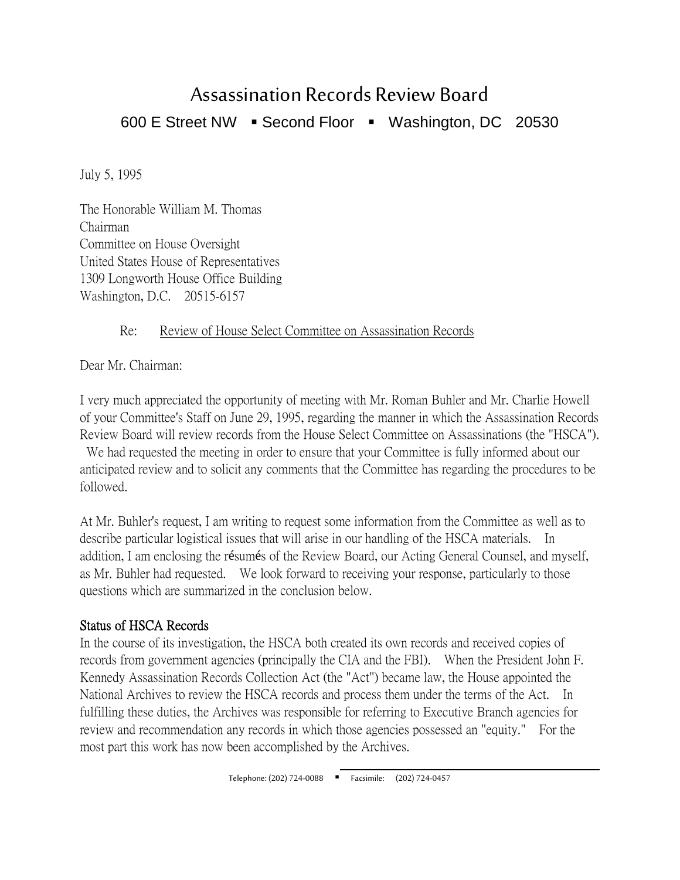# Assassination Records Review Board

600 E Street NW ▪ Second Floor ▪ Washington, DC 20530

July 5, 1995

The Honorable William M. Thomas
Chairman
Committee on House Oversight
United States House of Representatives
1309 Longworth House Office Building
Washington, D.C. 20515-6157

Re: Review of House Select Committee on Assassination Records

Dear Mr. Chairman:

I very much appreciated the opportunity of meeting with Mr. Roman Buhler and Mr. Charlie Howell of your Committee's Staff on June 29, 1995, regarding the manner in which the Assassination Records Review Board will review records from the House Select Committee on Assassinations (the "HSCA"). We had requested the meeting in order to ensure that your Committee is fully informed about our anticipated review and to solicit any comments that the Committee has regarding the procedures to be followed.

At Mr. Buhler's request, I am writing to request some information from the Committee as well as to describe particular logistical issues that will arise in our handling of the HSCA materials. In addition, I am enclosing the résumés of the Review Board, our Acting General Counsel, and myself, as Mr. Buhler had requested. We look forward to receiving your response, particularly to those questions which are summarized in the conclusion below.

**Status of HSCA Records**

In the course of its investigation, the HSCA both created its own records and received copies of records from government agencies (principally the CIA and the FBI). When the President John F. Kennedy Assassination Records Collection Act (the "Act") became law, the House appointed the National Archives to review the HSCA records and process them under the terms of the Act. In fulfilling these duties, the Archives was responsible for referring to Executive Branch agencies for review and recommendation any records in which those agencies possessed an "equity." For the most part this work has now been accomplished by the Archives.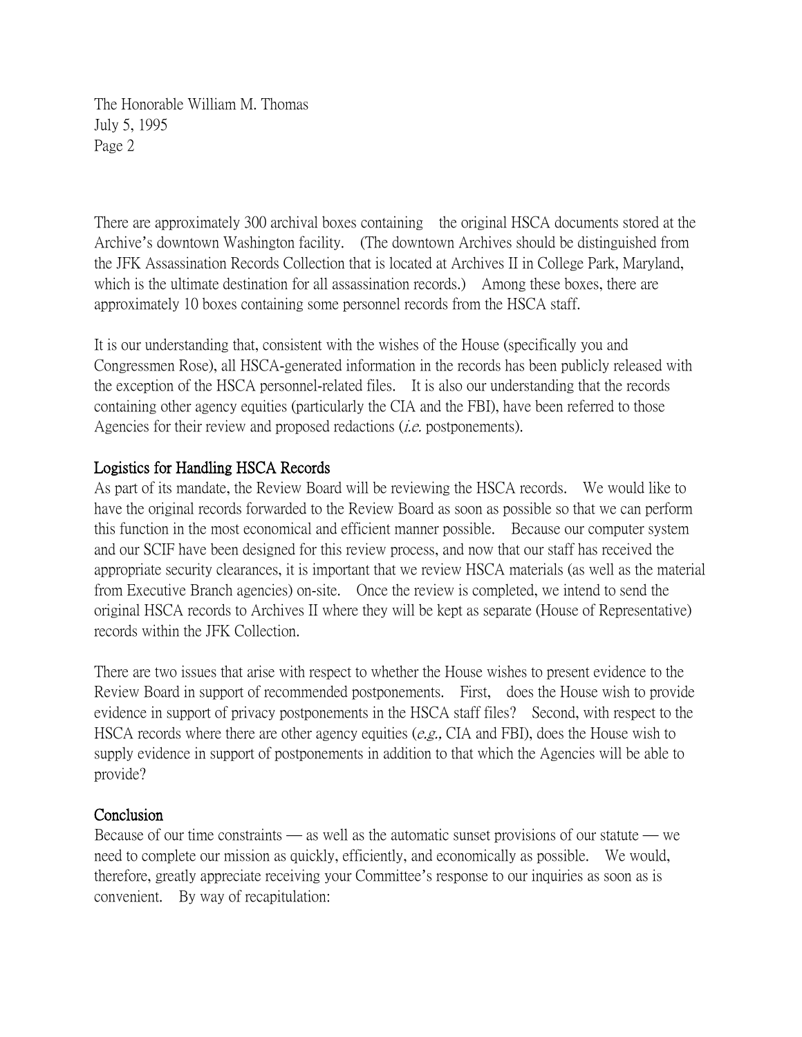There are approximately 300 archival boxes containing the original HSCA documents stored at the Archive's downtown Washington facility. (The downtown Archives should be distinguished from the JFK Assassination Records Collection that is located at Archives II in College Park, Maryland, which is the ultimate destination for all assassination records.) Among these boxes, there are approximately 10 boxes containing some personnel records from the HSCA staff.

It is our understanding that, consistent with the wishes of the House (specifically you and Congressmen Rose), all HSCA-generated information in the records has been publicly released with the exception of the HSCA personnel-related files. It is also our understanding that the records containing other agency equities (particularly the CIA and the FBI), have been referred to those Agencies for their review and proposed redactions (*i.e.* postponements).

## Logistics for Handling HSCA Records

As part of its mandate, the Review Board will be reviewing the HSCA records. We would like to have the original records forwarded to the Review Board as soon as possible so that we can perform this function in the most economical and efficient manner possible. Because our computer system and our SCIF have been designed for this review process, and now that our staff has received the appropriate security clearances, it is important that we review HSCA materials (as well as the material from Executive Branch agencies) on-site. Once the review is completed, we intend to send the original HSCA records to Archives II where they will be kept as separate (House of Representative) records within the JFK Collection.

There are two issues that arise with respect to whether the House wishes to present evidence to the Review Board in support of recommended postponements. First, does the House wish to provide evidence in support of privacy postponements in the HSCA staff files? Second, with respect to the HSCA records where there are other agency equities (*e.g.,* CIA and FBI), does the House wish to supply evidence in support of postponements in addition to that which the Agencies will be able to provide?

## Conclusion

Because of our time constraints — as well as the automatic sunset provisions of our statute — we need to complete our mission as quickly, efficiently, and economically as possible. We would, therefore, greatly appreciate receiving your Committee's response to our inquiries as soon as is convenient. By way of recapitulation: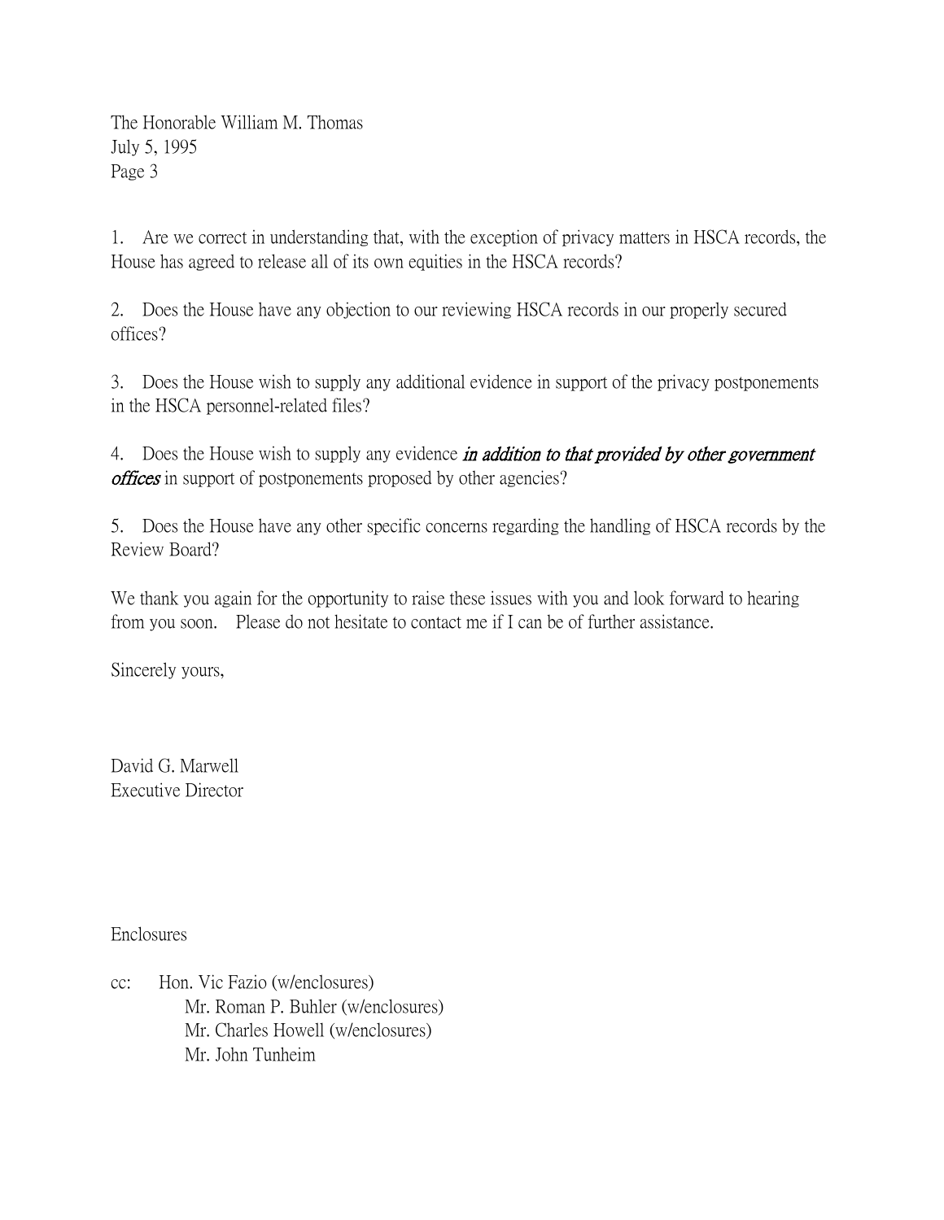The Honorable William M. Thomas
July 5, 1995
Page 3

1. Are we correct in understanding that, with the exception of privacy matters in HSCA records, the House has agreed to release all of its own equities in the HSCA records?

2. Does the House have any objection to our reviewing HSCA records in our properly secured offices?

3. Does the House wish to supply any additional evidence in support of the privacy postponements in the HSCA personnel-related files?

4. Does the House wish to supply any evidence ***in addition to that provided by other government offices*** in support of postponements proposed by other agencies?

5. Does the House have any other specific concerns regarding the handling of HSCA records by the Review Board?

We thank you again for the opportunity to raise these issues with you and look forward to hearing from you soon. Please do not hesitate to contact me if I can be of further assistance.

Sincerely yours,

David G. Marwell
Executive Director

Enclosures

cc: Hon. Vic Fazio (w/enclosures)
Mr. Roman P. Buhler (w/enclosures)
Mr. Charles Howell (w/enclosures)
Mr. John Tunheim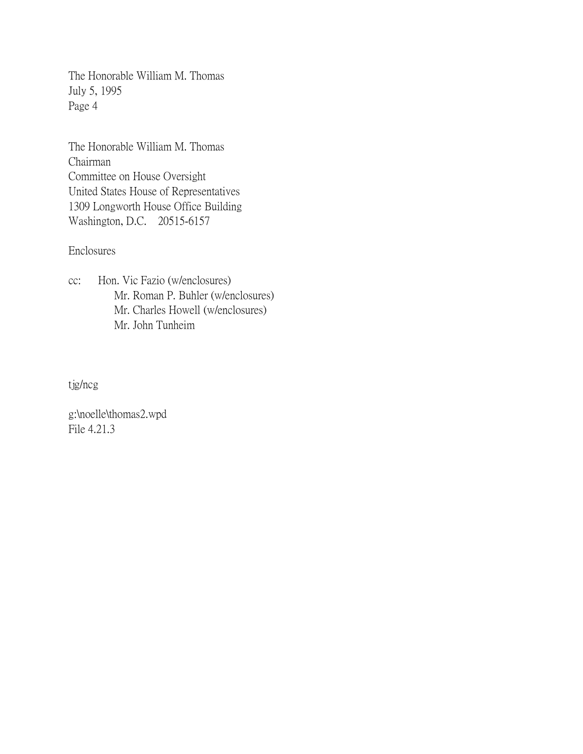The Honorable William M. Thomas
Chairman
Committee on House Oversight
United States House of Representatives
1309 Longworth House Office Building
Washington, D.C. 20515-6157

Enclosures

cc: Hon. Vic Fazio (w/enclosures)
Mr. Roman P. Buhler (w/enclosures)
Mr. Charles Howell (w/enclosures)
Mr. John Tunheim

tjg/ncg

g:\noelle\thomas2.wpd
File 4.21.3